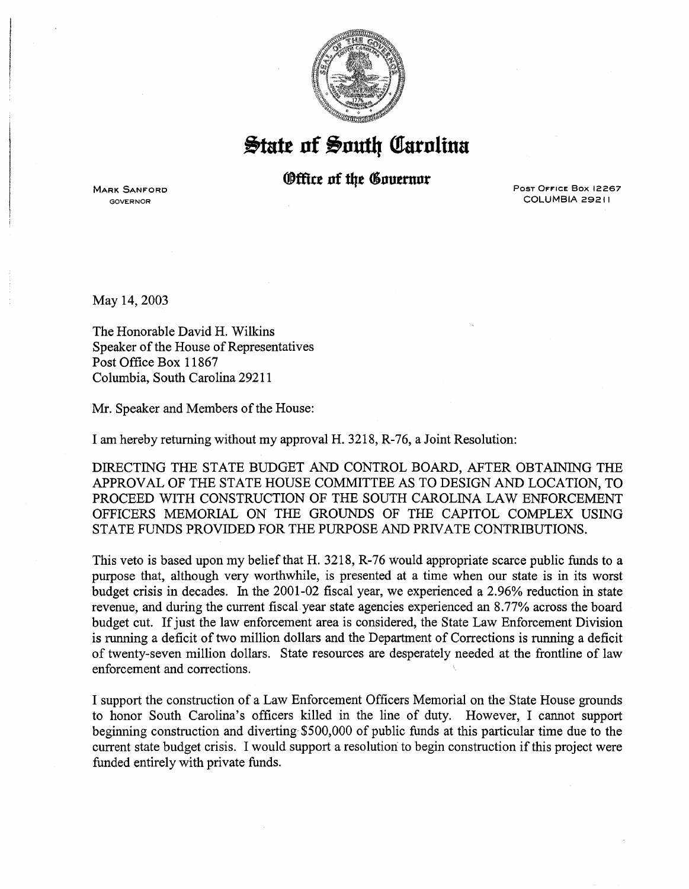# State of South Carolina

## Office of the Governor

MARK SANFORD
GOVERNOR

POST OFFICE BOX 12267
COLUMBIA 29211

May 14, 2003

The Honorable David H. Wilkins
Speaker of the House of Representatives
Post Office Box 11867
Columbia, South Carolina 29211

Mr. Speaker and Members of the House:

I am hereby returning without my approval H. 3218, R-76, a Joint Resolution:

DIRECTING THE STATE BUDGET AND CONTROL BOARD, AFTER OBTAINING THE APPROVAL OF THE STATE HOUSE COMMITTEE AS TO DESIGN AND LOCATION, TO PROCEED WITH CONSTRUCTION OF THE SOUTH CAROLINA LAW ENFORCEMENT OFFICERS MEMORIAL ON THE GROUNDS OF THE CAPITOL COMPLEX USING STATE FUNDS PROVIDED FOR THE PURPOSE AND PRIVATE CONTRIBUTIONS.

This veto is based upon my belief that H. 3218, R-76 would appropriate scarce public funds to a purpose that, although very worthwhile, is presented at a time when our state is in its worst budget crisis in decades. In the 2001-02 fiscal year, we experienced a 2.96% reduction in state revenue, and during the current fiscal year state agencies experienced an 8.77% across the board budget cut. If just the law enforcement area is considered, the State Law Enforcement Division is running a deficit of two million dollars and the Department of Corrections is running a deficit of twenty-seven million dollars. State resources are desperately needed at the frontline of law enforcement and corrections.

I support the construction of a Law Enforcement Officers Memorial on the State House grounds to honor South Carolina's officers killed in the line of duty. However, I cannot support beginning construction and diverting $500,000 of public funds at this particular time due to the current state budget crisis. I would support a resolution to begin construction if this project were funded entirely with private funds.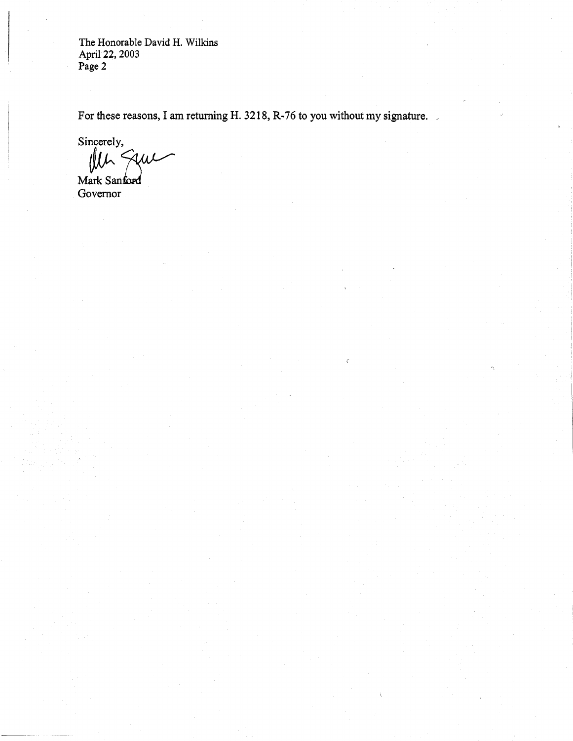For these reasons, I am returning H. 3218, R-76 to you without my signature.

Sincerely,

Mark Sanford
Governor